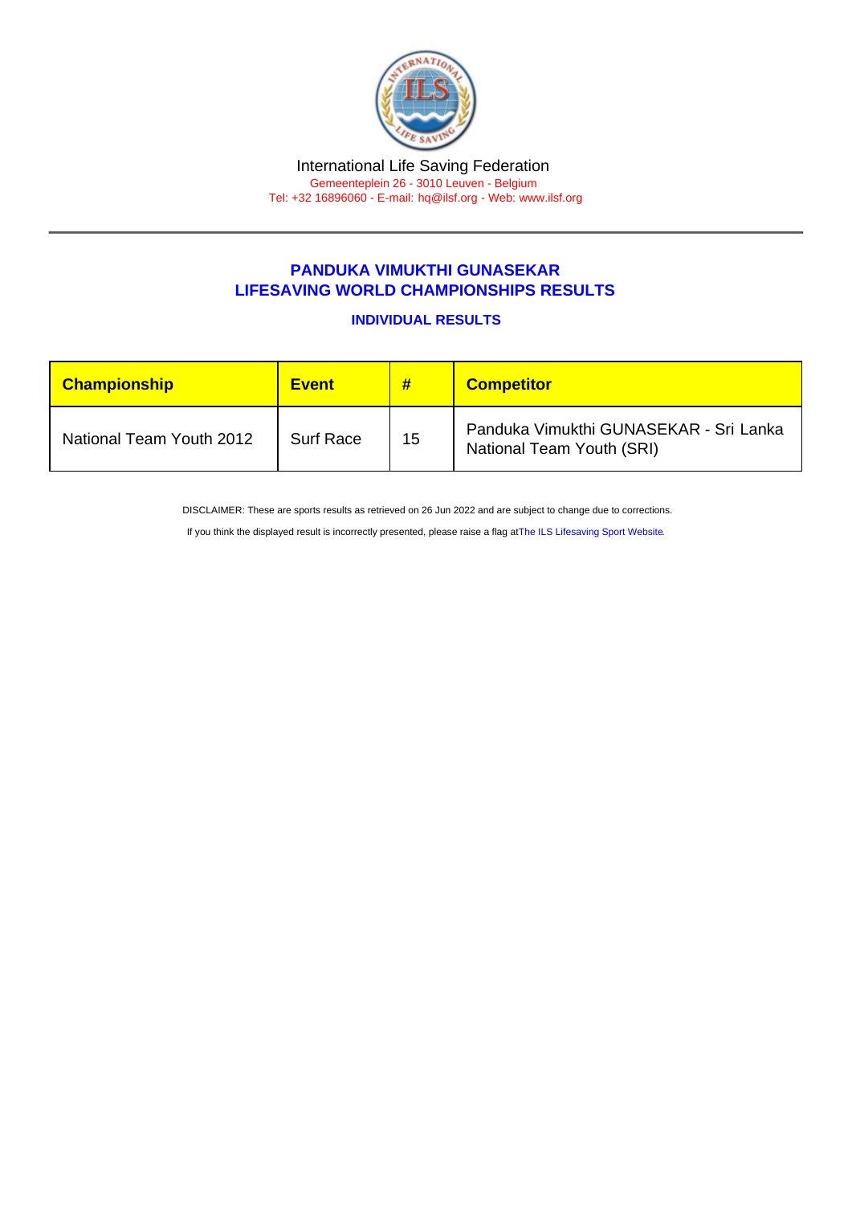International Life Saving Federation

Gemeenteplein 26 - 3010 Leuven - Belgium

Tel: +32 16896060 - E-mail: hq@ilsf.org - Web: www.ilsf.org

## PANDUKA VIMUKTHI GUNASEKAR
## LIFESAVING WORLD CHAMPIONSHIPS RESULTS

### INDIVIDUAL RESULTS

| Championship | Event | # | Competitor |
|---|---|---|---|
| National Team Youth 2012 | Surf Race | 15 | Panduka Vimukthi GUNASEKAR - Sri Lanka National Team Youth (SRI) |

DISCLAIMER: These are sports results as retrieved on 26 Jun 2022 and are subject to change due to corrections.

If you think the displayed result is incorrectly presented, please raise a flag at The ILS Lifesaving Sport Website.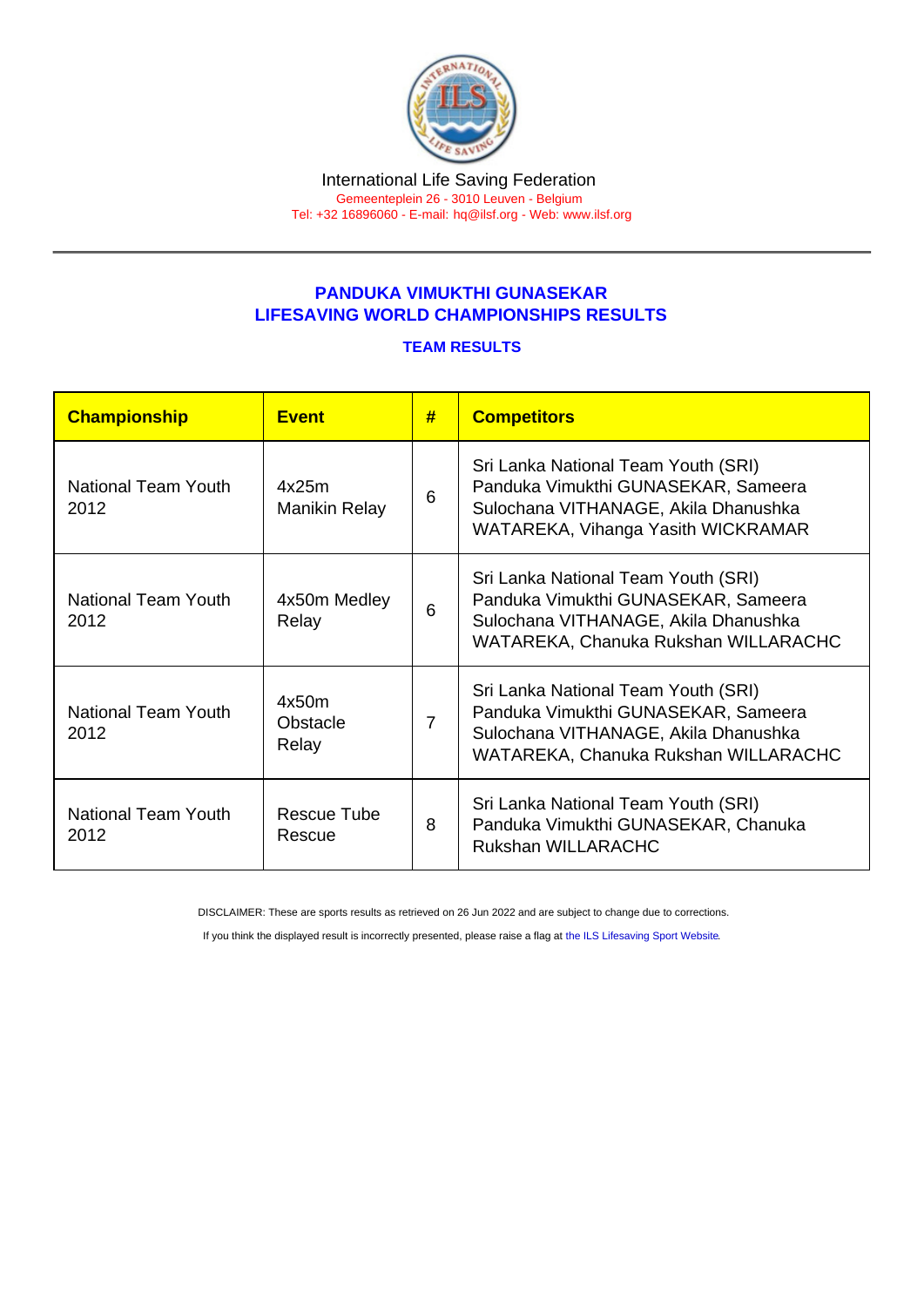International Life Saving Federation

Gemeenteplein 26 - 3010 Leuven - Belgium

Tel: +32 16896060 - E-mail: hq@ilsf.org - Web: www.ilsf.org

## PANDUKA VIMUKTHI GUNASEKAR
## LIFESAVING WORLD CHAMPIONSHIPS RESULTS

### TEAM RESULTS

| Championship | Event | # | Competitors |
|---|---|---|---|
| National Team Youth 2012 | 4x25m Manikin Relay | 6 | Sri Lanka National Team Youth (SRI) Panduka Vimukthi GUNASEKAR, Sameera Sulochana VITHANAGE, Akila Dhanushka WATAREKA, Vihanga Yasith WICKRAMAR |
| National Team Youth 2012 | 4x50m Medley Relay | 6 | Sri Lanka National Team Youth (SRI) Panduka Vimukthi GUNASEKAR, Sameera Sulochana VITHANAGE, Akila Dhanushka WATAREKA, Chanuka Rukshan WILLARACHC |
| National Team Youth 2012 | 4x50m Obstacle Relay | 7 | Sri Lanka National Team Youth (SRI) Panduka Vimukthi GUNASEKAR, Sameera Sulochana VITHANAGE, Akila Dhanushka WATAREKA, Chanuka Rukshan WILLARACHC |
| National Team Youth 2012 | Rescue Tube Rescue | 8 | Sri Lanka National Team Youth (SRI) Panduka Vimukthi GUNASEKAR, Chanuka Rukshan WILLARACHC |

DISCLAIMER: These are sports results as retrieved on 26 Jun 2022 and are subject to change due to corrections.

If you think the displayed result is incorrectly presented, please raise a flag at the ILS Lifesaving Sport Website.